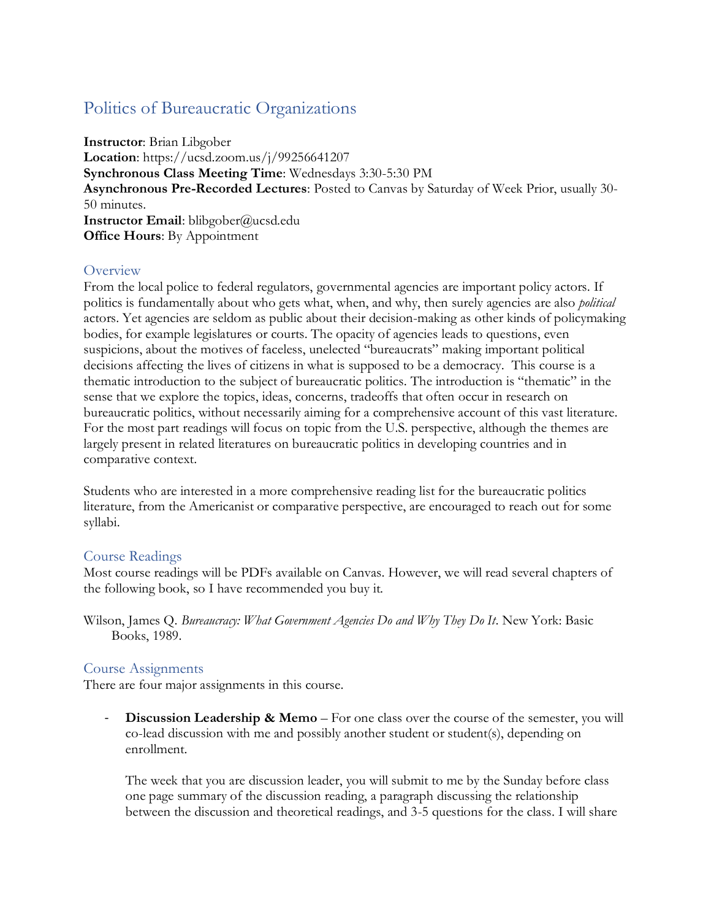# Politics of Bureaucratic Organizations

**Instructor**: Brian Libgober
**Location**: https://ucsd.zoom.us/j/99256641207
**Synchronous Class Meeting Time**: Wednesdays 3:30-5:30 PM
**Asynchronous Pre-Recorded Lectures**: Posted to Canvas by Saturday of Week Prior, usually 30-50 minutes.
**Instructor Email**: blibgober@ucsd.edu
**Office Hours**: By Appointment

## Overview

From the local police to federal regulators, governmental agencies are important policy actors. If politics is fundamentally about who gets what, when, and why, then surely agencies are also *political* actors. Yet agencies are seldom as public about their decision-making as other kinds of policymaking bodies, for example legislatures or courts. The opacity of agencies leads to questions, even suspicions, about the motives of faceless, unelected "bureaucrats" making important political decisions affecting the lives of citizens in what is supposed to be a democracy. This course is a thematic introduction to the subject of bureaucratic politics. The introduction is "thematic" in the sense that we explore the topics, ideas, concerns, tradeoffs that often occur in research on bureaucratic politics, without necessarily aiming for a comprehensive account of this vast literature. For the most part readings will focus on topic from the U.S. perspective, although the themes are largely present in related literatures on bureaucratic politics in developing countries and in comparative context.

Students who are interested in a more comprehensive reading list for the bureaucratic politics literature, from the Americanist or comparative perspective, are encouraged to reach out for some syllabi.

## Course Readings

Most course readings will be PDFs available on Canvas. However, we will read several chapters of the following book, so I have recommended you buy it.

Wilson, James Q. *Bureaucracy: What Government Agencies Do and Why They Do It*. New York: Basic Books, 1989.

## Course Assignments

There are four major assignments in this course.

- **Discussion Leadership & Memo** – For one class over the course of the semester, you will co-lead discussion with me and possibly another student or student(s), depending on enrollment.

  The week that you are discussion leader, you will submit to me by the Sunday before class one page summary of the discussion reading, a paragraph discussing the relationship between the discussion and theoretical readings, and 3-5 questions for the class. I will share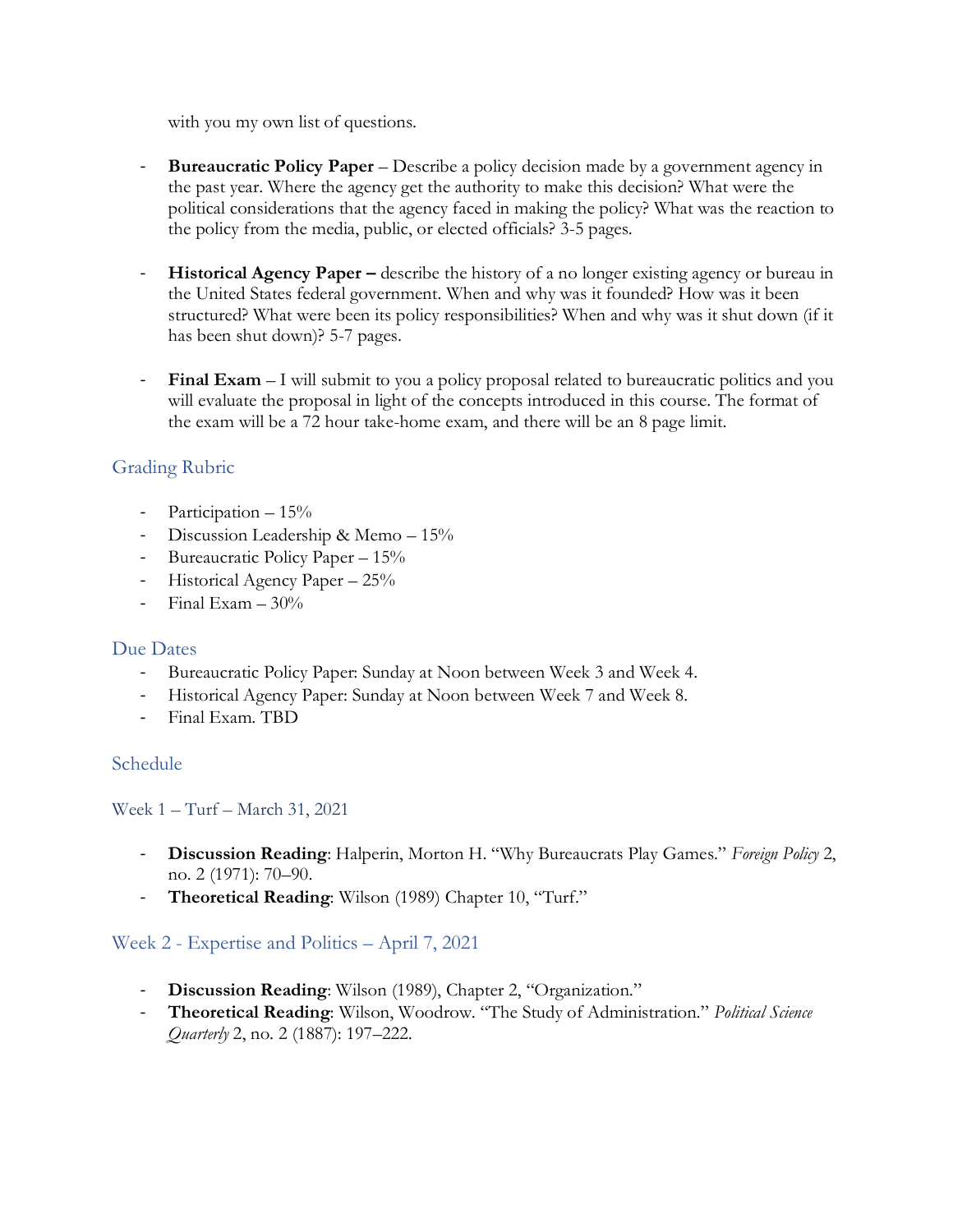with you my own list of questions.

- **Bureaucratic Policy Paper** – Describe a policy decision made by a government agency in the past year. Where the agency get the authority to make this decision? What were the political considerations that the agency faced in making the policy? What was the reaction to the policy from the media, public, or elected officials? 3-5 pages.

- **Historical Agency Paper –** describe the history of a no longer existing agency or bureau in the United States federal government. When and why was it founded? How was it been structured? What were been its policy responsibilities? When and why was it shut down (if it has been shut down)? 5-7 pages.

- **Final Exam** – I will submit to you a policy proposal related to bureaucratic politics and you will evaluate the proposal in light of the concepts introduced in this course. The format of the exam will be a 72 hour take-home exam, and there will be an 8 page limit.

## Grading Rubric

- Participation – 15%
- Discussion Leadership & Memo – 15%
- Bureaucratic Policy Paper – 15%
- Historical Agency Paper – 25%
- Final Exam – 30%

## Due Dates

- Bureaucratic Policy Paper: Sunday at Noon between Week 3 and Week 4.
- Historical Agency Paper: Sunday at Noon between Week 7 and Week 8.
- Final Exam. TBD

## Schedule

### Week 1 – Turf – March 31, 2021

- **Discussion Reading**: Halperin, Morton H. "Why Bureaucrats Play Games." *Foreign Policy* 2, no. 2 (1971): 70–90.
- **Theoretical Reading**: Wilson (1989) Chapter 10, "Turf."

### Week 2 - Expertise and Politics – April 7, 2021

- **Discussion Reading**: Wilson (1989), Chapter 2, "Organization."
- **Theoretical Reading**: Wilson, Woodrow. "The Study of Administration." *Political Science Quarterly* 2, no. 2 (1887): 197–222.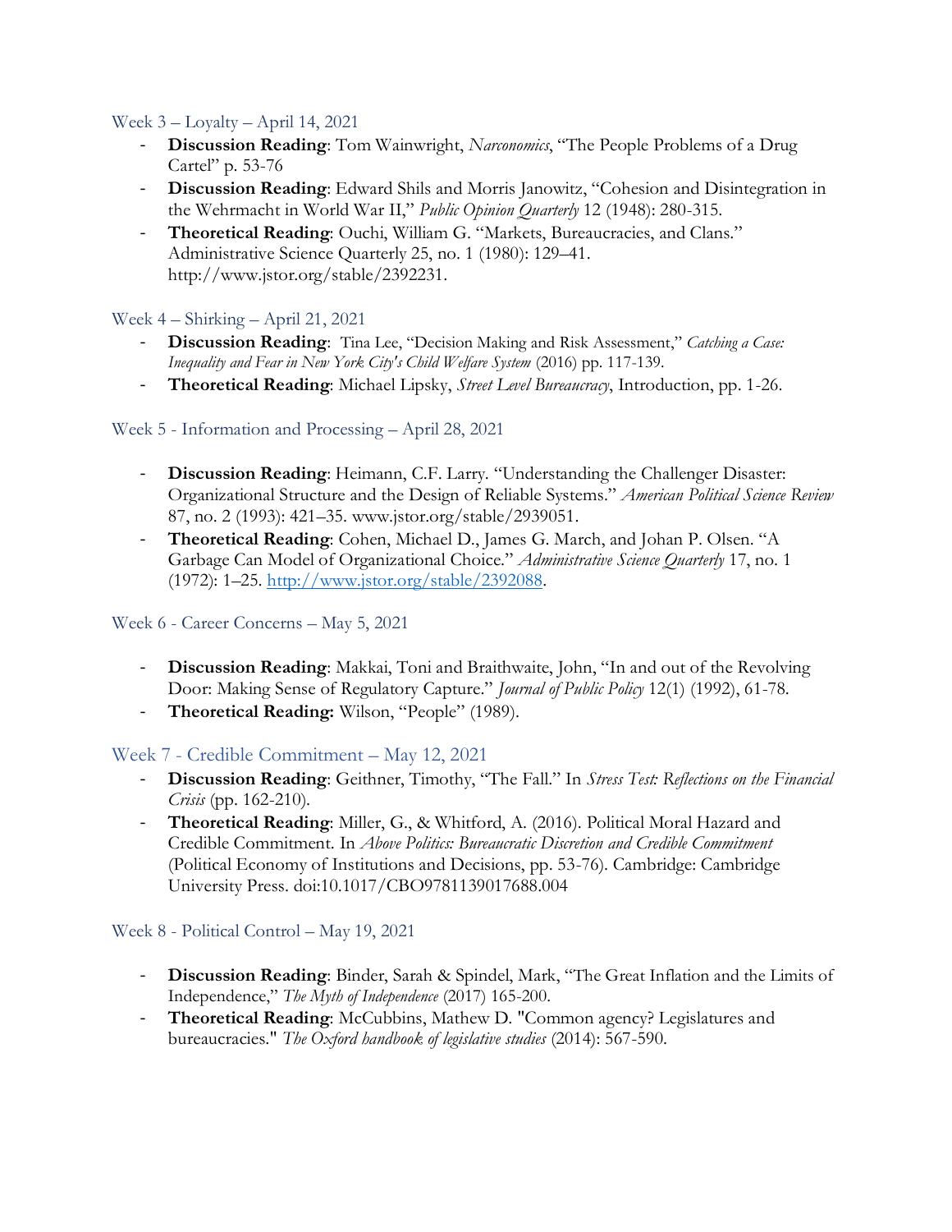### Week 3 – Loyalty – April 14, 2021

- **Discussion Reading**: Tom Wainwright, *Narconomics*, "The People Problems of a Drug Cartel" p. 53-76
- **Discussion Reading**: Edward Shils and Morris Janowitz, "Cohesion and Disintegration in the Wehrmacht in World War II," *Public Opinion Quarterly* 12 (1948): 280-315.
- **Theoretical Reading**: Ouchi, William G. "Markets, Bureaucracies, and Clans." Administrative Science Quarterly 25, no. 1 (1980): 129–41. http://www.jstor.org/stable/2392231.

### Week 4 – Shirking – April 21, 2021

- **Discussion Reading**: Tina Lee, "Decision Making and Risk Assessment," *Catching a Case: Inequality and Fear in New York City's Child Welfare System* (2016) pp. 117-139.
- **Theoretical Reading**: Michael Lipsky, *Street Level Bureaucracy*, Introduction, pp. 1-26.

### Week 5 - Information and Processing – April 28, 2021

- **Discussion Reading**: Heimann, C.F. Larry. "Understanding the Challenger Disaster: Organizational Structure and the Design of Reliable Systems." *American Political Science Review* 87, no. 2 (1993): 421–35. www.jstor.org/stable/2939051.
- **Theoretical Reading**: Cohen, Michael D., James G. March, and Johan P. Olsen. "A Garbage Can Model of Organizational Choice." *Administrative Science Quarterly* 17, no. 1 (1972): 1–25. [http://www.jstor.org/stable/2392088](http://www.jstor.org/stable/2392088).

### Week 6 - Career Concerns – May 5, 2021

- **Discussion Reading**: Makkai, Toni and Braithwaite, John, "In and out of the Revolving Door: Making Sense of Regulatory Capture." *Journal of Public Policy* 12(1) (1992), 61-78.
- **Theoretical Reading:** Wilson, "People" (1989).

### Week 7 - Credible Commitment – May 12, 2021

- **Discussion Reading**: Geithner, Timothy, "The Fall." In *Stress Test: Reflections on the Financial Crisis* (pp. 162-210).
- **Theoretical Reading**: Miller, G., & Whitford, A. (2016). Political Moral Hazard and Credible Commitment. In *Above Politics: Bureaucratic Discretion and Credible Commitment* (Political Economy of Institutions and Decisions, pp. 53-76). Cambridge: Cambridge University Press. doi:10.1017/CBO9781139017688.004

### Week 8 - Political Control – May 19, 2021

- **Discussion Reading**: Binder, Sarah & Spindel, Mark, "The Great Inflation and the Limits of Independence," *The Myth of Independence* (2017) 165-200.
- **Theoretical Reading**: McCubbins, Mathew D. "Common agency? Legislatures and bureaucracies." *The Oxford handbook of legislative studies* (2014): 567-590.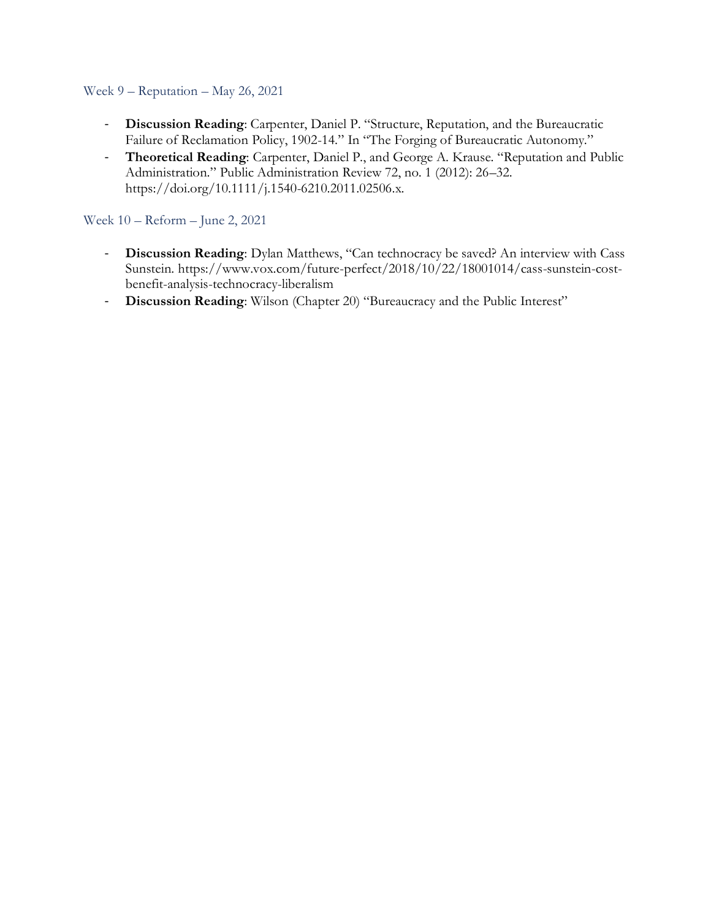### Week 9 – Reputation – May 26, 2021

- **Discussion Reading**: Carpenter, Daniel P. "Structure, Reputation, and the Bureaucratic Failure of Reclamation Policy, 1902-14." In "The Forging of Bureaucratic Autonomy."
- **Theoretical Reading**: Carpenter, Daniel P., and George A. Krause. "Reputation and Public Administration." Public Administration Review 72, no. 1 (2012): 26–32. https://doi.org/10.1111/j.1540-6210.2011.02506.x.

### Week 10 – Reform – June 2, 2021

- **Discussion Reading**: Dylan Matthews, "Can technocracy be saved? An interview with Cass Sunstein. https://www.vox.com/future-perfect/2018/10/22/18001014/cass-sunstein-cost-benefit-analysis-technocracy-liberalism
- **Discussion Reading**: Wilson (Chapter 20) "Bureaucracy and the Public Interest"